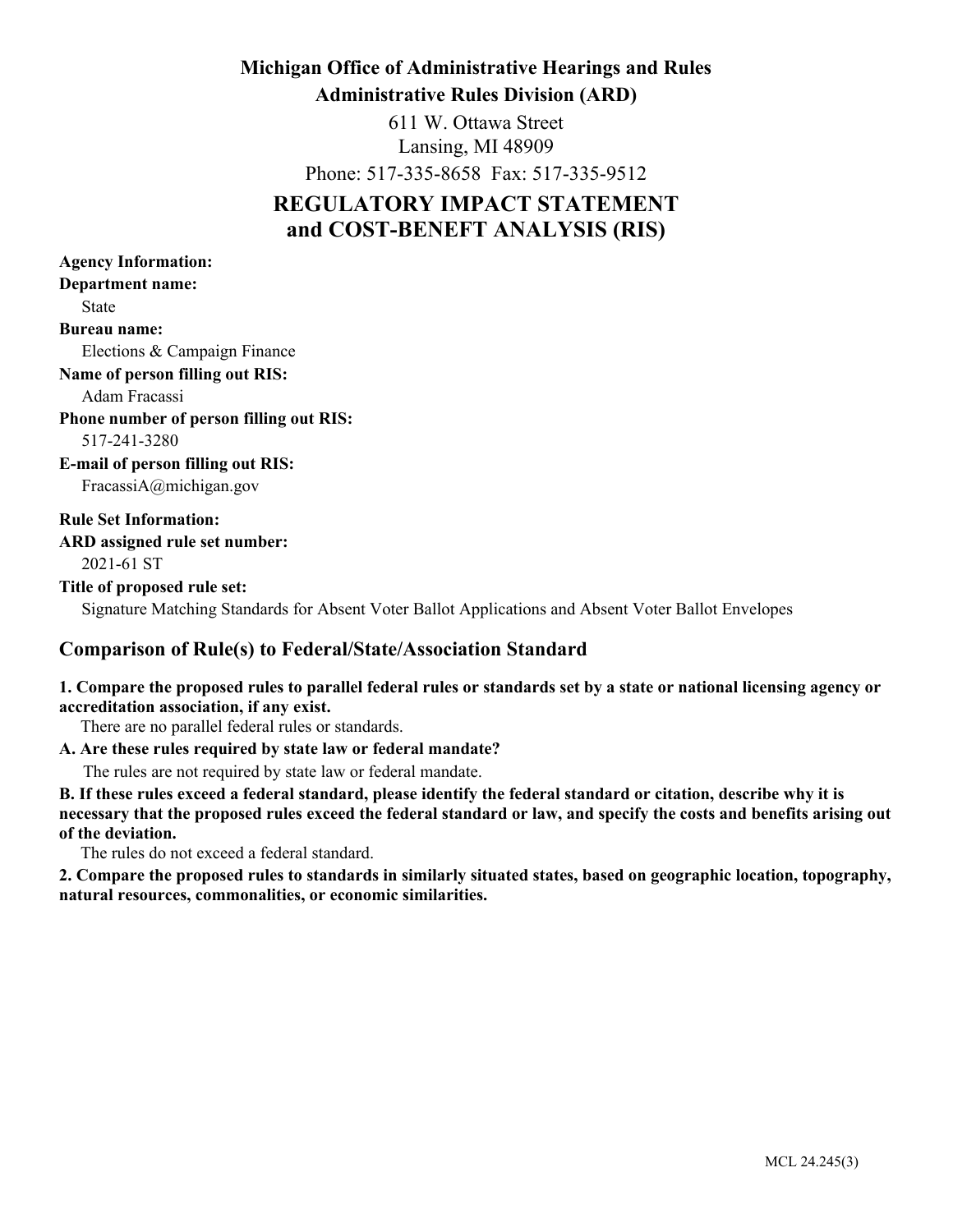**Michigan Office of Administrative Hearings and Rules**

**Administrative Rules Division (ARD)**

611 W. Ottawa Street
Lansing, MI 48909
Phone: 517-335-8658 Fax: 517-335-9512

# REGULATORY IMPACT STATEMENT and COST-BENEFT ANALYSIS (RIS)

**Agency Information:**

**Department name:**
State

**Bureau name:**
Elections & Campaign Finance

**Name of person filling out RIS:**
Adam Fracassi

**Phone number of person filling out RIS:**
517-241-3280

**E-mail of person filling out RIS:**
FracassiA@michigan.gov

**Rule Set Information:**

**ARD assigned rule set number:**
2021-61 ST

**Title of proposed rule set:**
Signature Matching Standards for Absent Voter Ballot Applications and Absent Voter Ballot Envelopes

## Comparison of Rule(s) to Federal/State/Association Standard

**1. Compare the proposed rules to parallel federal rules or standards set by a state or national licensing agency or accreditation association, if any exist.**

There are no parallel federal rules or standards.

**A. Are these rules required by state law or federal mandate?**

The rules are not required by state law or federal mandate.

**B. If these rules exceed a federal standard, please identify the federal standard or citation, describe why it is necessary that the proposed rules exceed the federal standard or law, and specify the costs and benefits arising out of the deviation.**

The rules do not exceed a federal standard.

**2. Compare the proposed rules to standards in similarly situated states, based on geographic location, topography, natural resources, commonalities, or economic similarities.**

MCL 24.245(3)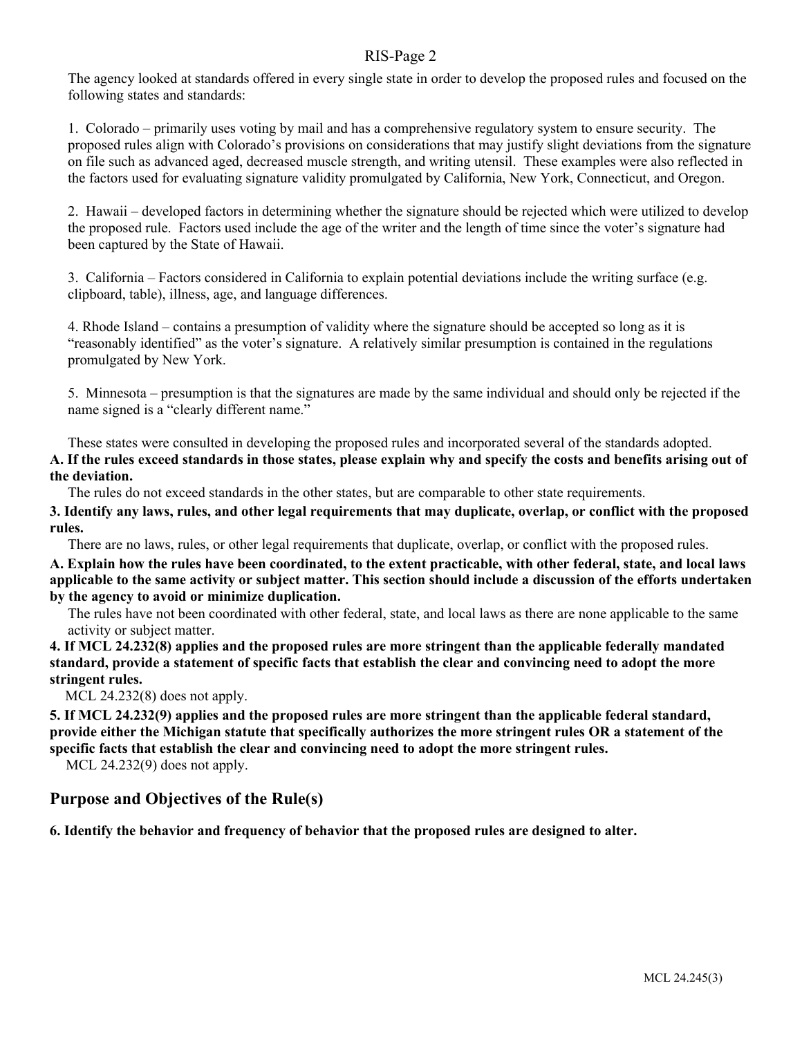The agency looked at standards offered in every single state in order to develop the proposed rules and focused on the following states and standards:

1. Colorado – primarily uses voting by mail and has a comprehensive regulatory system to ensure security. The proposed rules align with Colorado's provisions on considerations that may justify slight deviations from the signature on file such as advanced aged, decreased muscle strength, and writing utensil. These examples were also reflected in the factors used for evaluating signature validity promulgated by California, New York, Connecticut, and Oregon.

2. Hawaii – developed factors in determining whether the signature should be rejected which were utilized to develop the proposed rule. Factors used include the age of the writer and the length of time since the voter's signature had been captured by the State of Hawaii.

3. California – Factors considered in California to explain potential deviations include the writing surface (e.g. clipboard, table), illness, age, and language differences.

4. Rhode Island – contains a presumption of validity where the signature should be accepted so long as it is "reasonably identified" as the voter's signature. A relatively similar presumption is contained in the regulations promulgated by New York.

5. Minnesota – presumption is that the signatures are made by the same individual and should only be rejected if the name signed is a "clearly different name."

These states were consulted in developing the proposed rules and incorporated several of the standards adopted.

**A. If the rules exceed standards in those states, please explain why and specify the costs and benefits arising out of the deviation.**

The rules do not exceed standards in the other states, but are comparable to other state requirements.

**3. Identify any laws, rules, and other legal requirements that may duplicate, overlap, or conflict with the proposed rules.**

There are no laws, rules, or other legal requirements that duplicate, overlap, or conflict with the proposed rules.

**A. Explain how the rules have been coordinated, to the extent practicable, with other federal, state, and local laws applicable to the same activity or subject matter. This section should include a discussion of the efforts undertaken by the agency to avoid or minimize duplication.**

The rules have not been coordinated with other federal, state, and local laws as there are none applicable to the same activity or subject matter.

**4. If MCL 24.232(8) applies and the proposed rules are more stringent than the applicable federally mandated standard, provide a statement of specific facts that establish the clear and convincing need to adopt the more stringent rules.**

MCL 24.232(8) does not apply.

**5. If MCL 24.232(9) applies and the proposed rules are more stringent than the applicable federal standard, provide either the Michigan statute that specifically authorizes the more stringent rules OR a statement of the specific facts that establish the clear and convincing need to adopt the more stringent rules.**

MCL 24.232(9) does not apply.

## Purpose and Objectives of the Rule(s)

**6. Identify the behavior and frequency of behavior that the proposed rules are designed to alter.**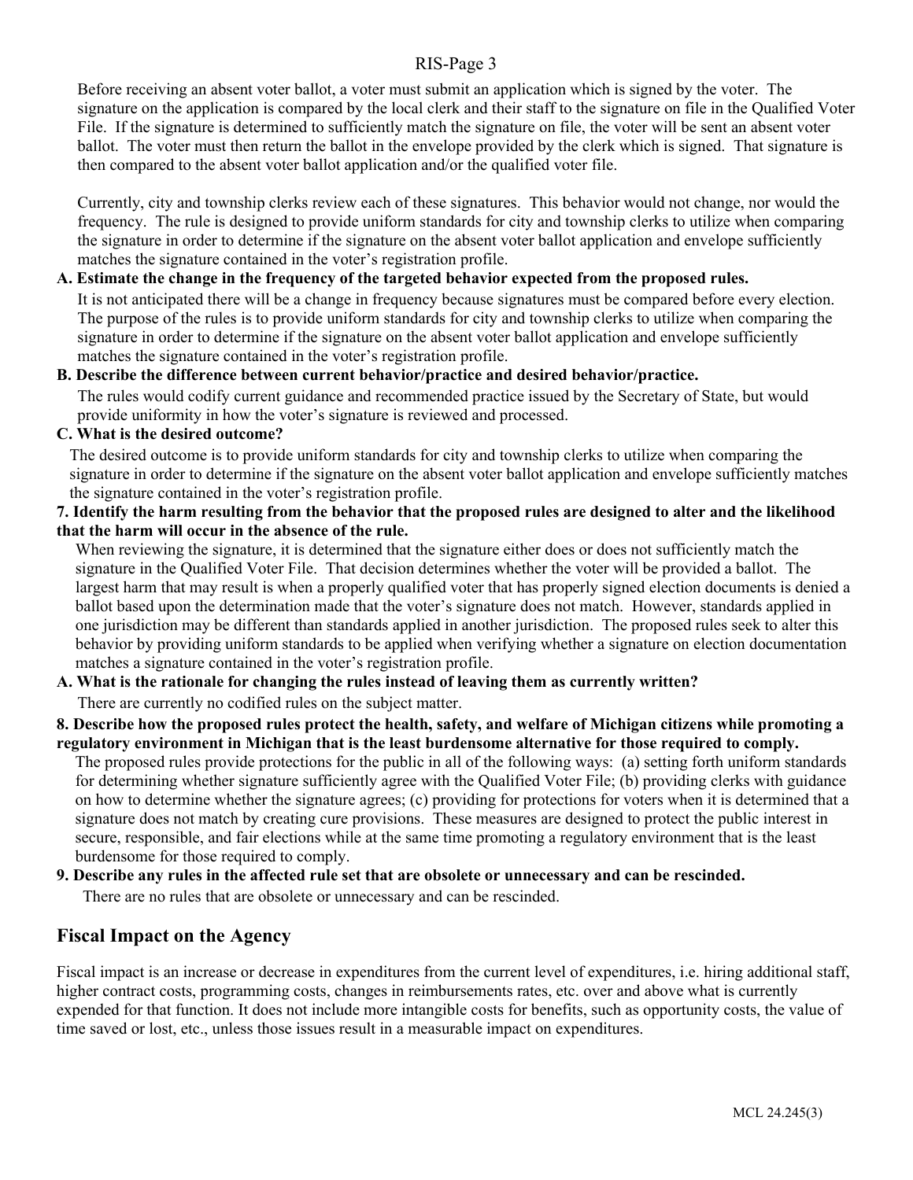Before receiving an absent voter ballot, a voter must submit an application which is signed by the voter. The signature on the application is compared by the local clerk and their staff to the signature on file in the Qualified Voter File. If the signature is determined to sufficiently match the signature on file, the voter will be sent an absent voter ballot. The voter must then return the ballot in the envelope provided by the clerk which is signed. That signature is then compared to the absent voter ballot application and/or the qualified voter file.

Currently, city and township clerks review each of these signatures. This behavior would not change, nor would the frequency. The rule is designed to provide uniform standards for city and township clerks to utilize when comparing the signature in order to determine if the signature on the absent voter ballot application and envelope sufficiently matches the signature contained in the voter's registration profile.

**A. Estimate the change in the frequency of the targeted behavior expected from the proposed rules.**

It is not anticipated there will be a change in frequency because signatures must be compared before every election. The purpose of the rules is to provide uniform standards for city and township clerks to utilize when comparing the signature in order to determine if the signature on the absent voter ballot application and envelope sufficiently matches the signature contained in the voter's registration profile.

**B. Describe the difference between current behavior/practice and desired behavior/practice.**

The rules would codify current guidance and recommended practice issued by the Secretary of State, but would provide uniformity in how the voter's signature is reviewed and processed.

**C. What is the desired outcome?**

The desired outcome is to provide uniform standards for city and township clerks to utilize when comparing the signature in order to determine if the signature on the absent voter ballot application and envelope sufficiently matches the signature contained in the voter's registration profile.

**7. Identify the harm resulting from the behavior that the proposed rules are designed to alter and the likelihood that the harm will occur in the absence of the rule.**

When reviewing the signature, it is determined that the signature either does or does not sufficiently match the signature in the Qualified Voter File. That decision determines whether the voter will be provided a ballot. The largest harm that may result is when a properly qualified voter that has properly signed election documents is denied a ballot based upon the determination made that the voter's signature does not match. However, standards applied in one jurisdiction may be different than standards applied in another jurisdiction. The proposed rules seek to alter this behavior by providing uniform standards to be applied when verifying whether a signature on election documentation matches a signature contained in the voter's registration profile.

**A. What is the rationale for changing the rules instead of leaving them as currently written?**

There are currently no codified rules on the subject matter.

**8. Describe how the proposed rules protect the health, safety, and welfare of Michigan citizens while promoting a regulatory environment in Michigan that is the least burdensome alternative for those required to comply.**

The proposed rules provide protections for the public in all of the following ways: (a) setting forth uniform standards for determining whether signature sufficiently agree with the Qualified Voter File; (b) providing clerks with guidance on how to determine whether the signature agrees; (c) providing for protections for voters when it is determined that a signature does not match by creating cure provisions. These measures are designed to protect the public interest in secure, responsible, and fair elections while at the same time promoting a regulatory environment that is the least burdensome for those required to comply.

**9. Describe any rules in the affected rule set that are obsolete or unnecessary and can be rescinded.**

There are no rules that are obsolete or unnecessary and can be rescinded.

## Fiscal Impact on the Agency

Fiscal impact is an increase or decrease in expenditures from the current level of expenditures, i.e. hiring additional staff, higher contract costs, programming costs, changes in reimbursements rates, etc. over and above what is currently expended for that function. It does not include more intangible costs for benefits, such as opportunity costs, the value of time saved or lost, etc., unless those issues result in a measurable impact on expenditures.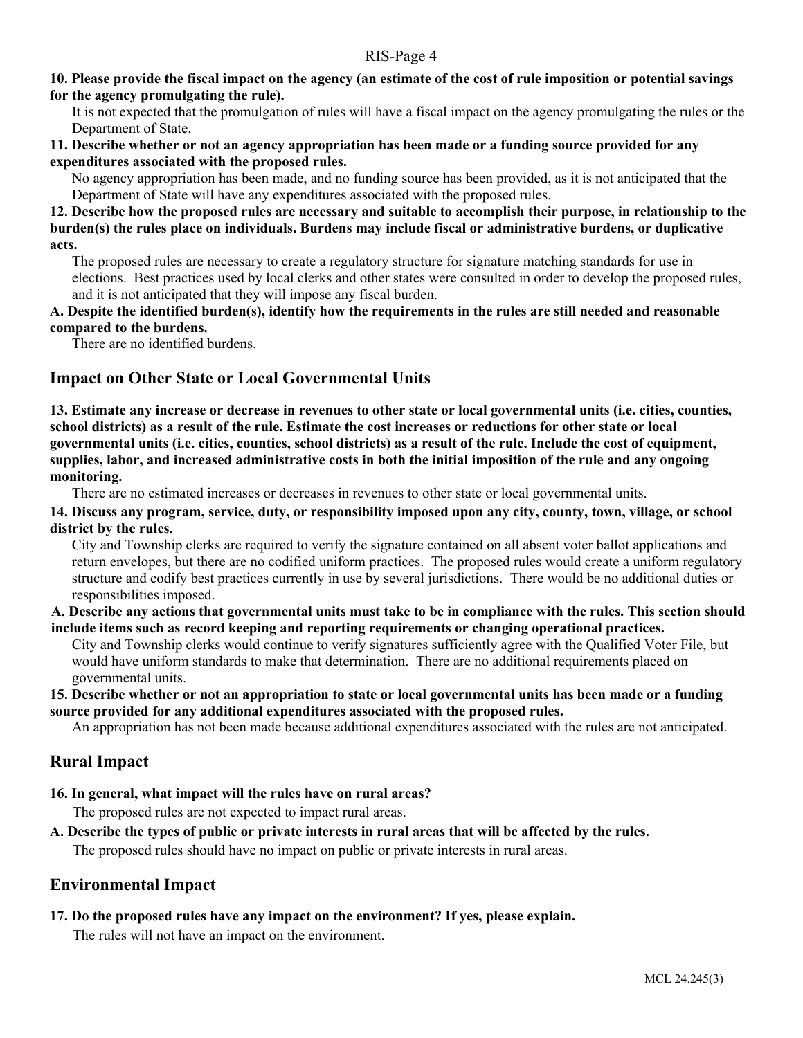**10. Please provide the fiscal impact on the agency (an estimate of the cost of rule imposition or potential savings for the agency promulgating the rule).**

It is not expected that the promulgation of rules will have a fiscal impact on the agency promulgating the rules or the Department of State.

**11. Describe whether or not an agency appropriation has been made or a funding source provided for any expenditures associated with the proposed rules.**

No agency appropriation has been made, and no funding source has been provided, as it is not anticipated that the Department of State will have any expenditures associated with the proposed rules.

**12. Describe how the proposed rules are necessary and suitable to accomplish their purpose, in relationship to the burden(s) the rules place on individuals. Burdens may include fiscal or administrative burdens, or duplicative acts.**

The proposed rules are necessary to create a regulatory structure for signature matching standards for use in elections. Best practices used by local clerks and other states were consulted in order to develop the proposed rules, and it is not anticipated that they will impose any fiscal burden.

**A. Despite the identified burden(s), identify how the requirements in the rules are still needed and reasonable compared to the burdens.**

There are no identified burdens.

## Impact on Other State or Local Governmental Units

**13. Estimate any increase or decrease in revenues to other state or local governmental units (i.e. cities, counties, school districts) as a result of the rule. Estimate the cost increases or reductions for other state or local governmental units (i.e. cities, counties, school districts) as a result of the rule. Include the cost of equipment, supplies, labor, and increased administrative costs in both the initial imposition of the rule and any ongoing monitoring.**

There are no estimated increases or decreases in revenues to other state or local governmental units.

**14. Discuss any program, service, duty, or responsibility imposed upon any city, county, town, village, or school district by the rules.**

City and Township clerks are required to verify the signature contained on all absent voter ballot applications and return envelopes, but there are no codified uniform practices. The proposed rules would create a uniform regulatory structure and codify best practices currently in use by several jurisdictions. There would be no additional duties or responsibilities imposed.

**A. Describe any actions that governmental units must take to be in compliance with the rules. This section should include items such as record keeping and reporting requirements or changing operational practices.**

City and Township clerks would continue to verify signatures sufficiently agree with the Qualified Voter File, but would have uniform standards to make that determination. There are no additional requirements placed on governmental units.

**15. Describe whether or not an appropriation to state or local governmental units has been made or a funding source provided for any additional expenditures associated with the proposed rules.**

An appropriation has not been made because additional expenditures associated with the rules are not anticipated.

## Rural Impact

**16. In general, what impact will the rules have on rural areas?**

The proposed rules are not expected to impact rural areas.

**A. Describe the types of public or private interests in rural areas that will be affected by the rules.**

The proposed rules should have no impact on public or private interests in rural areas.

## Environmental Impact

**17. Do the proposed rules have any impact on the environment? If yes, please explain.**

The rules will not have an impact on the environment.

MCL 24.245(3)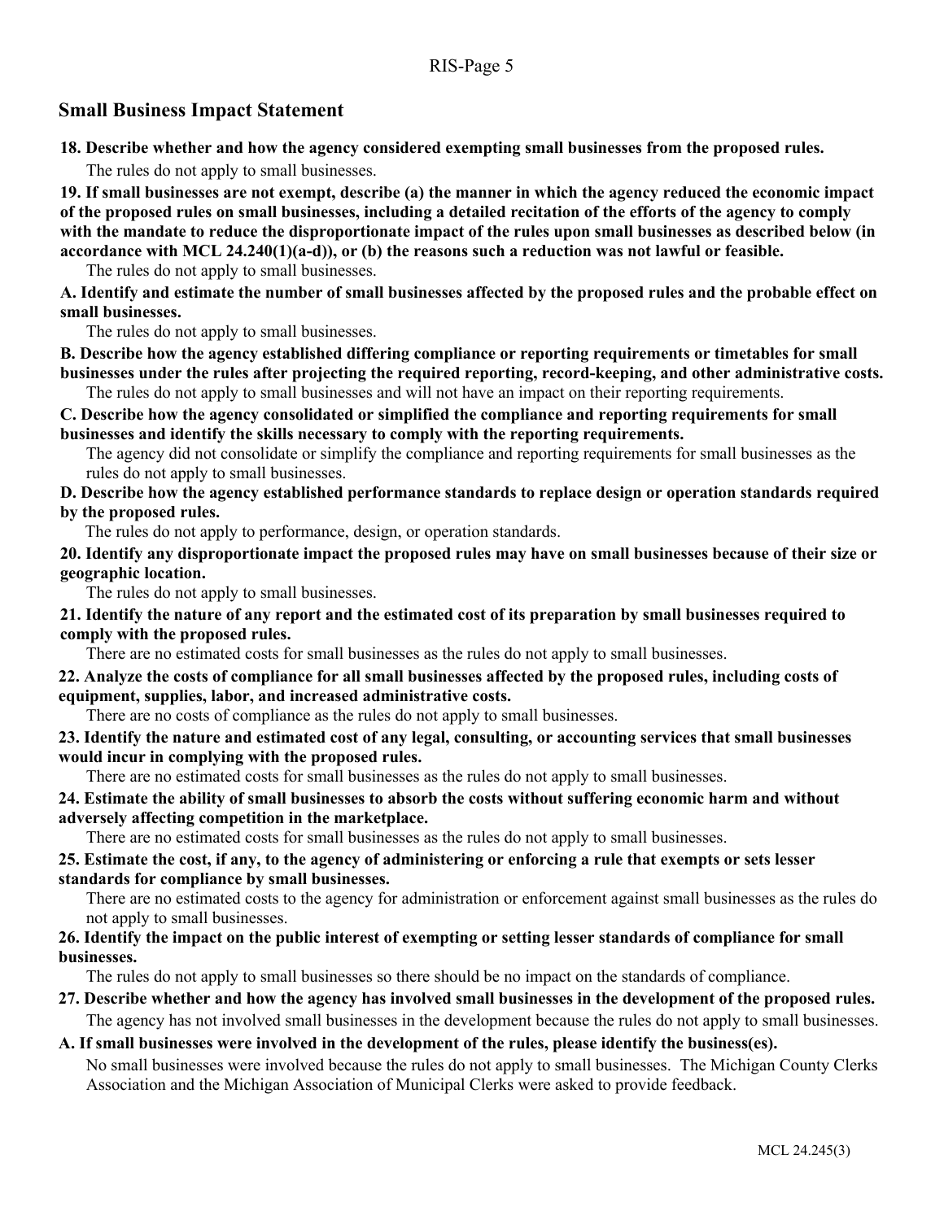## Small Business Impact Statement

**18. Describe whether and how the agency considered exempting small businesses from the proposed rules.**

The rules do not apply to small businesses.

**19. If small businesses are not exempt, describe (a) the manner in which the agency reduced the economic impact of the proposed rules on small businesses, including a detailed recitation of the efforts of the agency to comply with the mandate to reduce the disproportionate impact of the rules upon small businesses as described below (in accordance with MCL 24.240(1)(a-d)), or (b) the reasons such a reduction was not lawful or feasible.**

The rules do not apply to small businesses.

**A. Identify and estimate the number of small businesses affected by the proposed rules and the probable effect on small businesses.**

The rules do not apply to small businesses.

**B. Describe how the agency established differing compliance or reporting requirements or timetables for small businesses under the rules after projecting the required reporting, record-keeping, and other administrative costs.**

The rules do not apply to small businesses and will not have an impact on their reporting requirements.

**C. Describe how the agency consolidated or simplified the compliance and reporting requirements for small businesses and identify the skills necessary to comply with the reporting requirements.**

The agency did not consolidate or simplify the compliance and reporting requirements for small businesses as the rules do not apply to small businesses.

**D. Describe how the agency established performance standards to replace design or operation standards required by the proposed rules.**

The rules do not apply to performance, design, or operation standards.

**20. Identify any disproportionate impact the proposed rules may have on small businesses because of their size or geographic location.**

The rules do not apply to small businesses.

**21. Identify the nature of any report and the estimated cost of its preparation by small businesses required to comply with the proposed rules.**

There are no estimated costs for small businesses as the rules do not apply to small businesses.

**22. Analyze the costs of compliance for all small businesses affected by the proposed rules, including costs of equipment, supplies, labor, and increased administrative costs.**

There are no costs of compliance as the rules do not apply to small businesses.

**23. Identify the nature and estimated cost of any legal, consulting, or accounting services that small businesses would incur in complying with the proposed rules.**

There are no estimated costs for small businesses as the rules do not apply to small businesses.

**24. Estimate the ability of small businesses to absorb the costs without suffering economic harm and without adversely affecting competition in the marketplace.**

There are no estimated costs for small businesses as the rules do not apply to small businesses.

**25. Estimate the cost, if any, to the agency of administering or enforcing a rule that exempts or sets lesser standards for compliance by small businesses.**

There are no estimated costs to the agency for administration or enforcement against small businesses as the rules do not apply to small businesses.

**26. Identify the impact on the public interest of exempting or setting lesser standards of compliance for small businesses.**

The rules do not apply to small businesses so there should be no impact on the standards of compliance.

**27. Describe whether and how the agency has involved small businesses in the development of the proposed rules.**

The agency has not involved small businesses in the development because the rules do not apply to small businesses.

**A. If small businesses were involved in the development of the rules, please identify the business(es).**

No small businesses were involved because the rules do not apply to small businesses. The Michigan County Clerks Association and the Michigan Association of Municipal Clerks were asked to provide feedback.

MCL 24.245(3)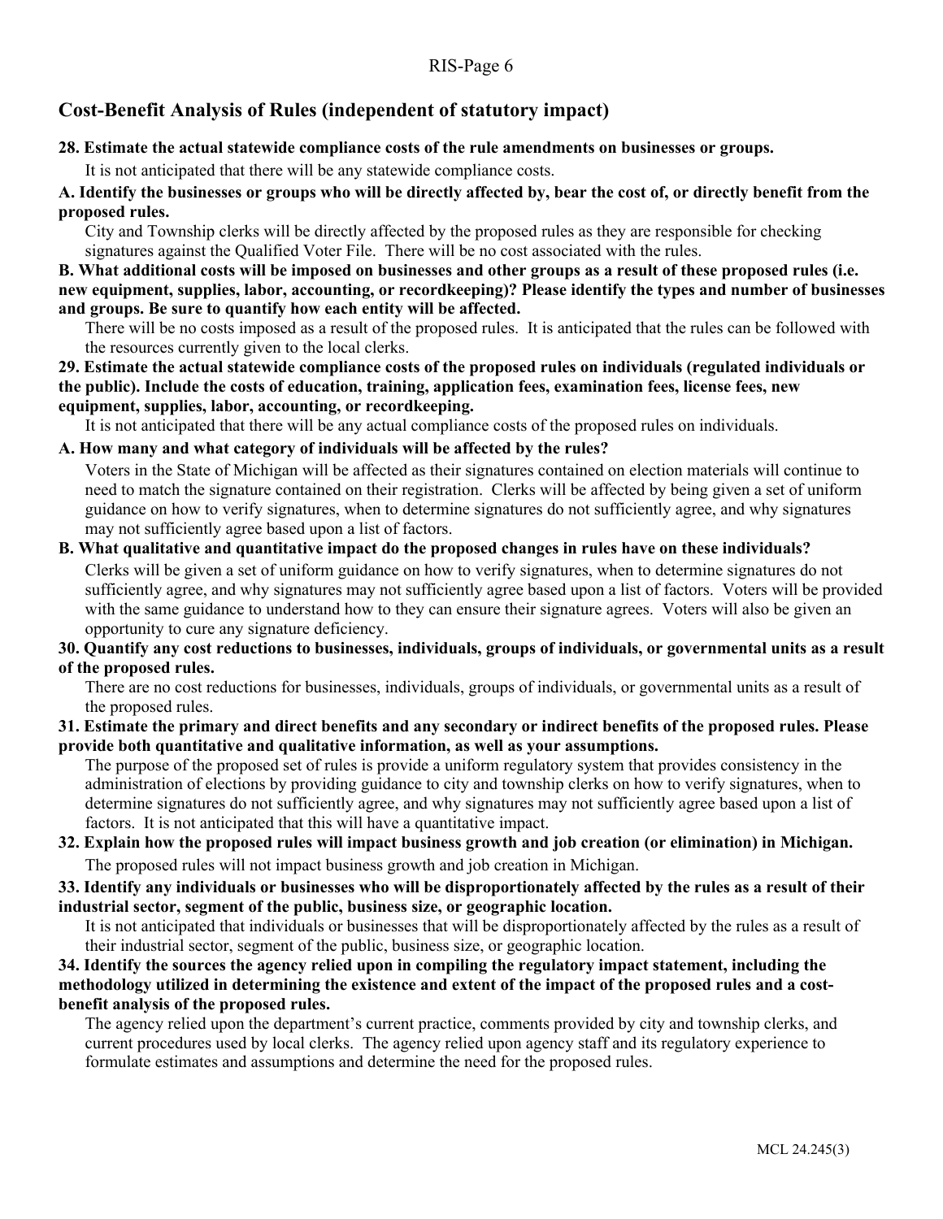## Cost-Benefit Analysis of Rules (independent of statutory impact)

**28. Estimate the actual statewide compliance costs of the rule amendments on businesses or groups.**

It is not anticipated that there will be any statewide compliance costs.

**A. Identify the businesses or groups who will be directly affected by, bear the cost of, or directly benefit from the proposed rules.**

City and Township clerks will be directly affected by the proposed rules as they are responsible for checking signatures against the Qualified Voter File. There will be no cost associated with the rules.

**B. What additional costs will be imposed on businesses and other groups as a result of these proposed rules (i.e. new equipment, supplies, labor, accounting, or recordkeeping)? Please identify the types and number of businesses and groups. Be sure to quantify how each entity will be affected.**

There will be no costs imposed as a result of the proposed rules. It is anticipated that the rules can be followed with the resources currently given to the local clerks.

**29. Estimate the actual statewide compliance costs of the proposed rules on individuals (regulated individuals or the public). Include the costs of education, training, application fees, examination fees, license fees, new equipment, supplies, labor, accounting, or recordkeeping.**

It is not anticipated that there will be any actual compliance costs of the proposed rules on individuals.

**A. How many and what category of individuals will be affected by the rules?**

Voters in the State of Michigan will be affected as their signatures contained on election materials will continue to need to match the signature contained on their registration. Clerks will be affected by being given a set of uniform guidance on how to verify signatures, when to determine signatures do not sufficiently agree, and why signatures may not sufficiently agree based upon a list of factors.

**B. What qualitative and quantitative impact do the proposed changes in rules have on these individuals?**

Clerks will be given a set of uniform guidance on how to verify signatures, when to determine signatures do not sufficiently agree, and why signatures may not sufficiently agree based upon a list of factors. Voters will be provided with the same guidance to understand how to they can ensure their signature agrees. Voters will also be given an opportunity to cure any signature deficiency.

**30. Quantify any cost reductions to businesses, individuals, groups of individuals, or governmental units as a result of the proposed rules.**

There are no cost reductions for businesses, individuals, groups of individuals, or governmental units as a result of the proposed rules.

**31. Estimate the primary and direct benefits and any secondary or indirect benefits of the proposed rules. Please provide both quantitative and qualitative information, as well as your assumptions.**

The purpose of the proposed set of rules is provide a uniform regulatory system that provides consistency in the administration of elections by providing guidance to city and township clerks on how to verify signatures, when to determine signatures do not sufficiently agree, and why signatures may not sufficiently agree based upon a list of factors. It is not anticipated that this will have a quantitative impact.

**32. Explain how the proposed rules will impact business growth and job creation (or elimination) in Michigan.**

The proposed rules will not impact business growth and job creation in Michigan.

**33. Identify any individuals or businesses who will be disproportionately affected by the rules as a result of their industrial sector, segment of the public, business size, or geographic location.**

It is not anticipated that individuals or businesses that will be disproportionately affected by the rules as a result of their industrial sector, segment of the public, business size, or geographic location.

**34. Identify the sources the agency relied upon in compiling the regulatory impact statement, including the methodology utilized in determining the existence and extent of the impact of the proposed rules and a cost-benefit analysis of the proposed rules.**

The agency relied upon the department's current practice, comments provided by city and township clerks, and current procedures used by local clerks. The agency relied upon agency staff and its regulatory experience to formulate estimates and assumptions and determine the need for the proposed rules.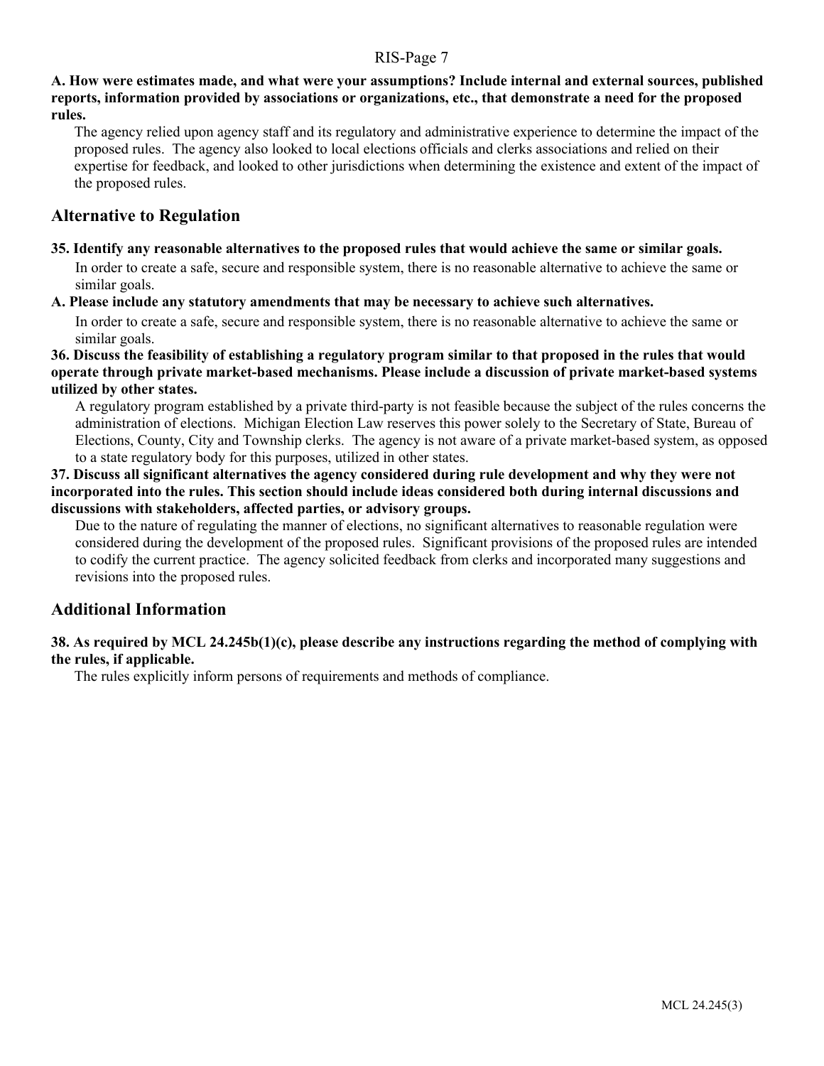**A. How were estimates made, and what were your assumptions? Include internal and external sources, published reports, information provided by associations or organizations, etc., that demonstrate a need for the proposed rules.**

The agency relied upon agency staff and its regulatory and administrative experience to determine the impact of the proposed rules. The agency also looked to local elections officials and clerks associations and relied on their expertise for feedback, and looked to other jurisdictions when determining the existence and extent of the impact of the proposed rules.

## Alternative to Regulation

**35. Identify any reasonable alternatives to the proposed rules that would achieve the same or similar goals.**

In order to create a safe, secure and responsible system, there is no reasonable alternative to achieve the same or similar goals.

**A. Please include any statutory amendments that may be necessary to achieve such alternatives.**

In order to create a safe, secure and responsible system, there is no reasonable alternative to achieve the same or similar goals.

**36. Discuss the feasibility of establishing a regulatory program similar to that proposed in the rules that would operate through private market-based mechanisms. Please include a discussion of private market-based systems utilized by other states.**

A regulatory program established by a private third-party is not feasible because the subject of the rules concerns the administration of elections. Michigan Election Law reserves this power solely to the Secretary of State, Bureau of Elections, County, City and Township clerks. The agency is not aware of a private market-based system, as opposed to a state regulatory body for this purposes, utilized in other states.

**37. Discuss all significant alternatives the agency considered during rule development and why they were not incorporated into the rules. This section should include ideas considered both during internal discussions and discussions with stakeholders, affected parties, or advisory groups.**

Due to the nature of regulating the manner of elections, no significant alternatives to reasonable regulation were considered during the development of the proposed rules. Significant provisions of the proposed rules are intended to codify the current practice. The agency solicited feedback from clerks and incorporated many suggestions and revisions into the proposed rules.

## Additional Information

**38. As required by MCL 24.245b(1)(c), please describe any instructions regarding the method of complying with the rules, if applicable.**

The rules explicitly inform persons of requirements and methods of compliance.